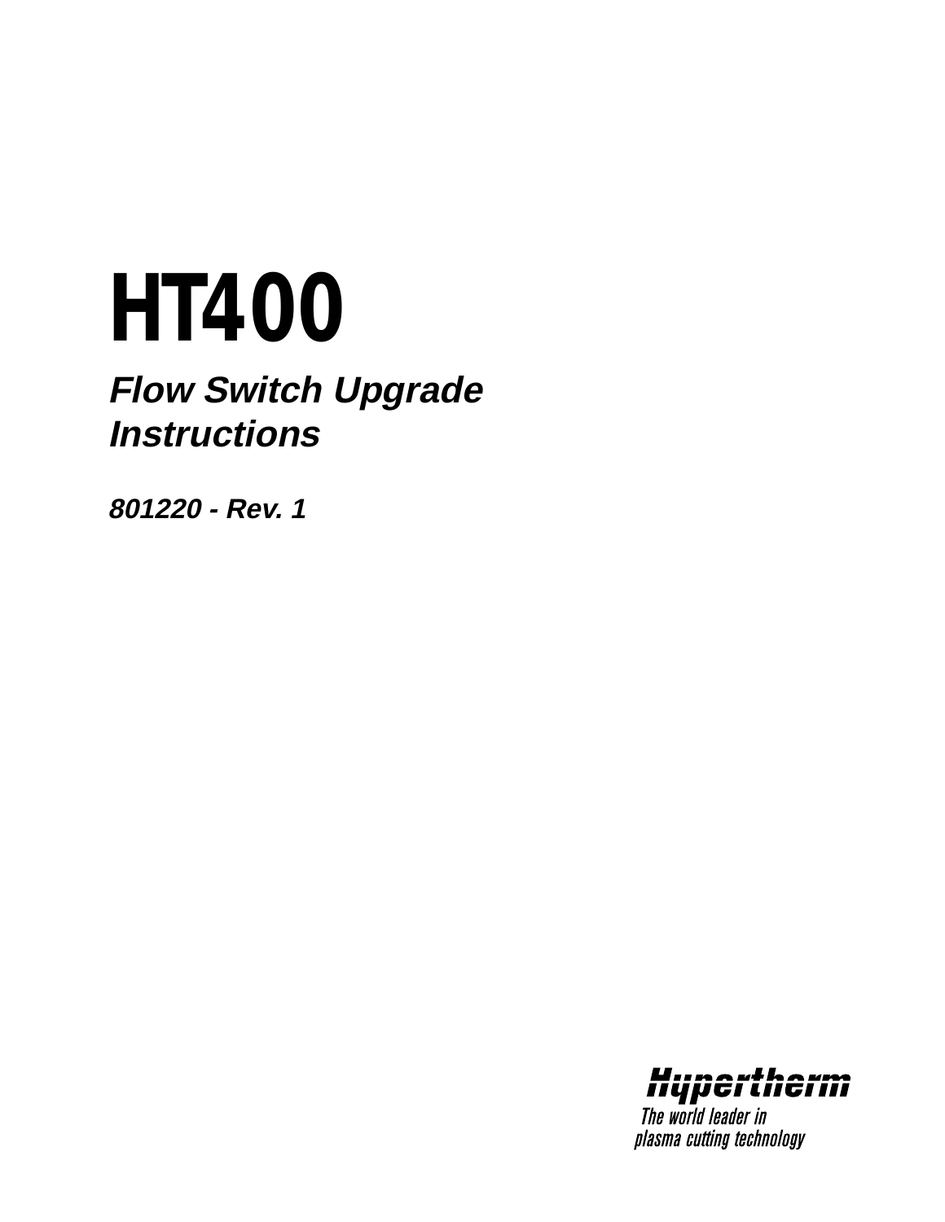# HT400

## *Flow Switch Upgrade Instructions*

***801220 - Rev. 1***

**Hypertherm**

*The world leader in plasma cutting technology*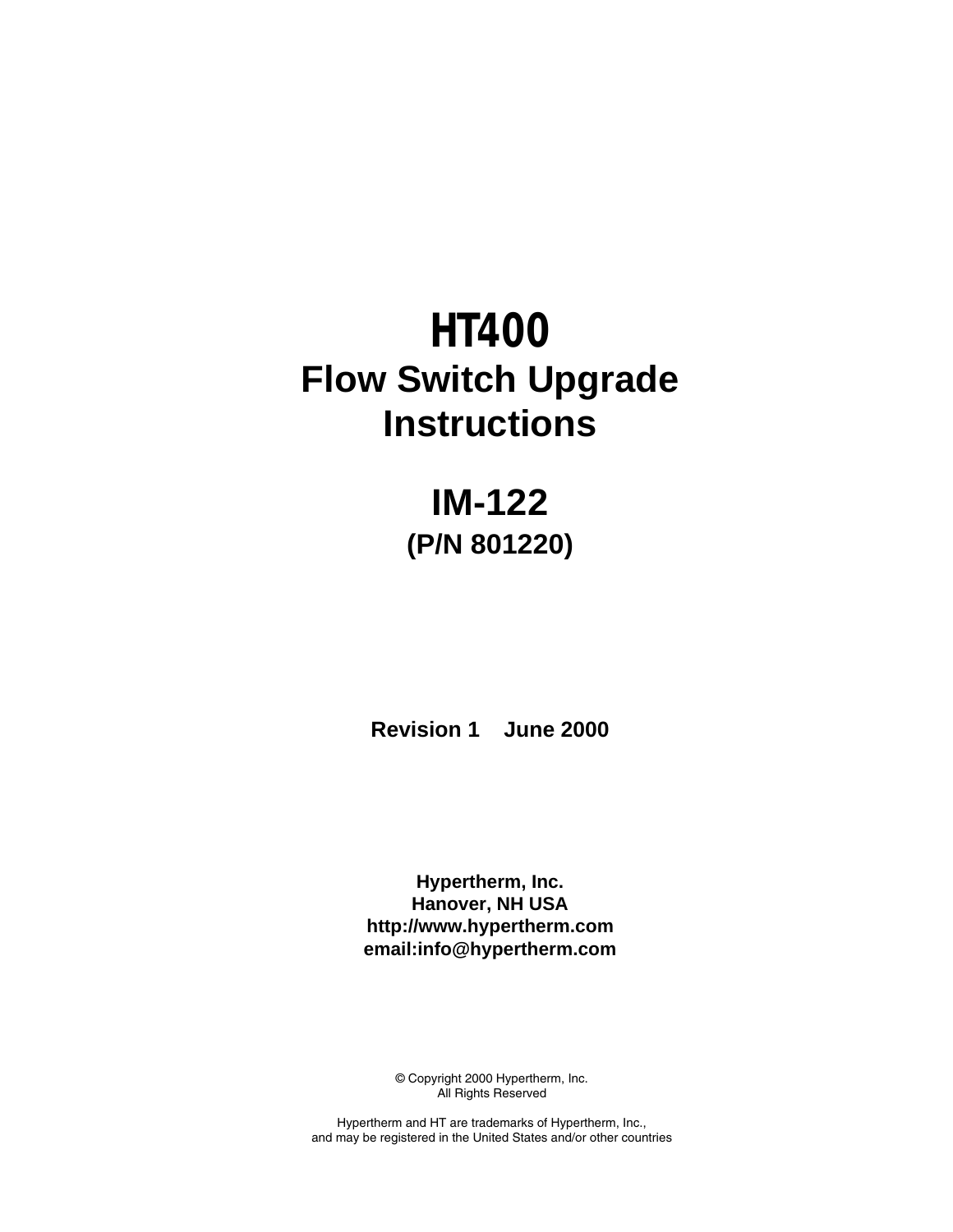# HT400

# Flow Switch Upgrade Instructions

## IM-122

### (P/N 801220)

**Revision 1 June 2000**

**Hypertherm, Inc.**
**Hanover, NH USA**
**http://www.hypertherm.com**
**email:info@hypertherm.com**

© Copyright 2000 Hypertherm, Inc.
All Rights Reserved

Hypertherm and HT are trademarks of Hypertherm, Inc.,
and may be registered in the United States and/or other countries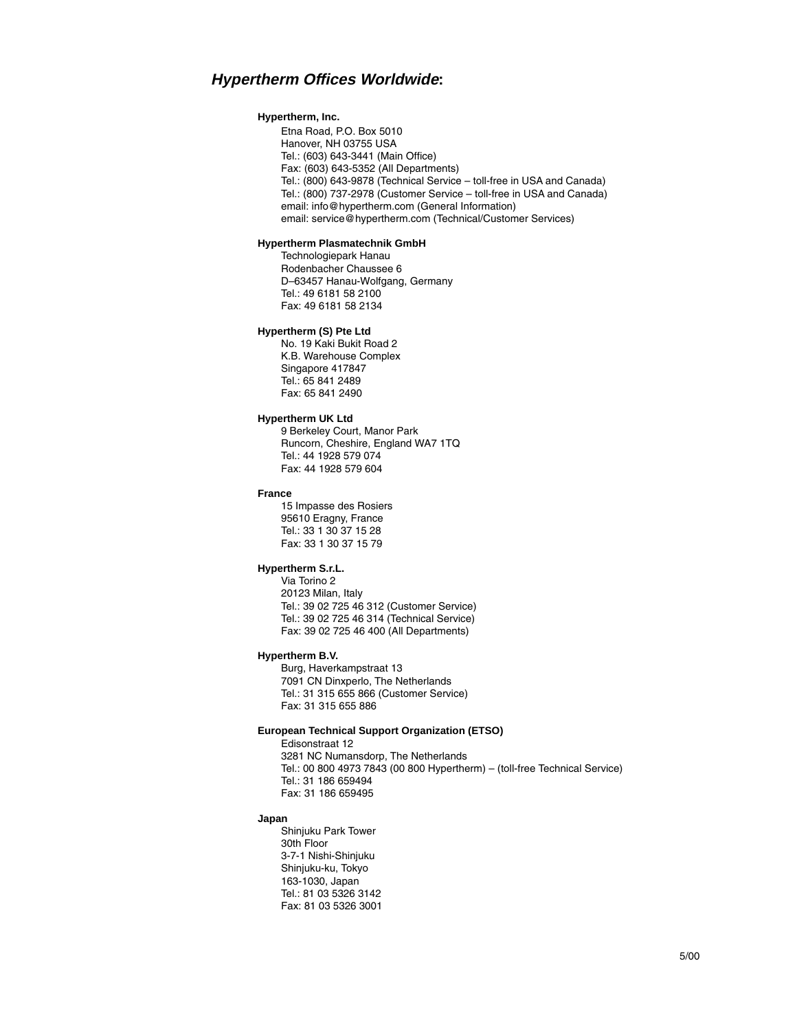## ***Hypertherm Offices Worldwide*:**

**Hypertherm, Inc.**

Etna Road, P.O. Box 5010
Hanover, NH 03755 USA
Tel.: (603) 643-3441 (Main Office)
Fax: (603) 643-5352 (All Departments)
Tel.: (800) 643-9878 (Technical Service – toll-free in USA and Canada)
Tel.: (800) 737-2978 (Customer Service – toll-free in USA and Canada)
email: info@hypertherm.com (General Information)
email: service@hypertherm.com (Technical/Customer Services)

**Hypertherm Plasmatechnik GmbH**

Technologiepark Hanau
Rodenbacher Chaussee 6
D–63457 Hanau-Wolfgang, Germany
Tel.: 49 6181 58 2100
Fax: 49 6181 58 2134

**Hypertherm (S) Pte Ltd**

No. 19 Kaki Bukit Road 2
K.B. Warehouse Complex
Singapore 417847
Tel.: 65 841 2489
Fax: 65 841 2490

**Hypertherm UK Ltd**

9 Berkeley Court, Manor Park
Runcorn, Cheshire, England WA7 1TQ
Tel.: 44 1928 579 074
Fax: 44 1928 579 604

**France**

15 Impasse des Rosiers
95610 Eragny, France
Tel.: 33 1 30 37 15 28
Fax: 33 1 30 37 15 79

**Hypertherm S.r.L.**

Via Torino 2
20123 Milan, Italy
Tel.: 39 02 725 46 312 (Customer Service)
Tel.: 39 02 725 46 314 (Technical Service)
Fax: 39 02 725 46 400 (All Departments)

**Hypertherm B.V.**

Burg, Haverkampstraat 13
7091 CN Dinxperlo, The Netherlands
Tel.: 31 315 655 866 (Customer Service)
Fax: 31 315 655 886

**European Technical Support Organization (ETSO)**

Edisonstraat 12
3281 NC Numansdorp, The Netherlands
Tel.: 00 800 4973 7843 (00 800 Hypertherm) – (toll-free Technical Service)
Tel.: 31 186 659494
Fax: 31 186 659495

**Japan**

Shinjuku Park Tower
30th Floor
3-7-1 Nishi-Shinjuku
Shinjuku-ku, Tokyo
163-1030, Japan
Tel.: 81 03 5326 3142
Fax: 81 03 5326 3001

5/00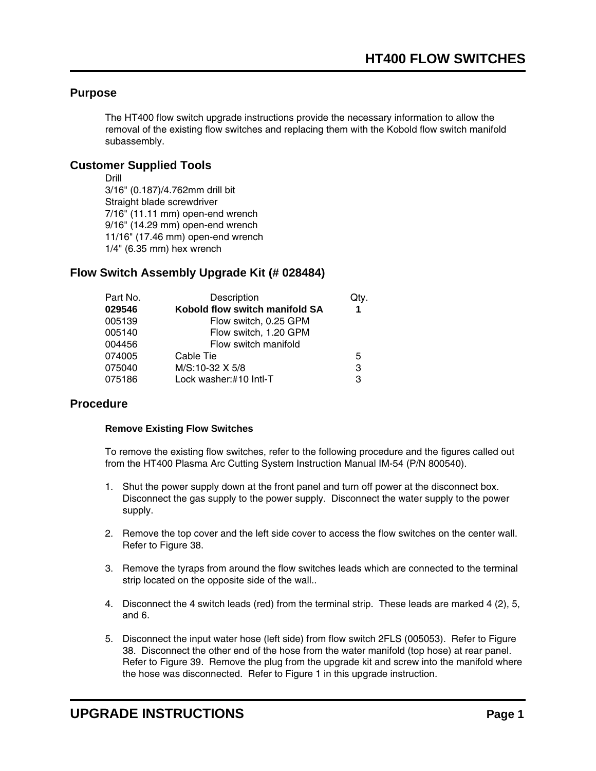# HT400 FLOW SWITCHES

## Purpose

The HT400 flow switch upgrade instructions provide the necessary information to allow the removal of the existing flow switches and replacing them with the Kobold flow switch manifold subassembly.

## Customer Supplied Tools

Drill
3/16" (0.187)/4.762mm drill bit
Straight blade screwdriver
7/16" (11.11 mm) open-end wrench
9/16" (14.29 mm) open-end wrench
11/16" (17.46 mm) open-end wrench
1/4" (6.35 mm) hex wrench

## Flow Switch Assembly Upgrade Kit (# 028484)

| Part No. | Description | Qty. |
|---|---|---|
| **029546** | **Kobold flow switch manifold SA** | **1** |
| 005139 | Flow switch, 0.25 GPM | |
| 005140 | Flow switch, 1.20 GPM | |
| 004456 | Flow switch manifold | |
| 074005 | Cable Tie | 5 |
| 075040 | M/S:10-32 X 5/8 | 3 |
| 075186 | Lock washer:#10 Intl-T | 3 |

## Procedure

#### Remove Existing Flow Switches

To remove the existing flow switches, refer to the following procedure and the figures called out from the HT400 Plasma Arc Cutting System Instruction Manual IM-54 (P/N 800540).

1. Shut the power supply down at the front panel and turn off power at the disconnect box. Disconnect the gas supply to the power supply. Disconnect the water supply to the power supply.

2. Remove the top cover and the left side cover to access the flow switches on the center wall. Refer to Figure 38.

3. Remove the tyraps from around the flow switches leads which are connected to the terminal strip located on the opposite side of the wall..

4. Disconnect the 4 switch leads (red) from the terminal strip. These leads are marked 4 (2), 5, and 6.

5. Disconnect the input water hose (left side) from flow switch 2FLS (005053). Refer to Figure 38. Disconnect the other end of the hose from the water manifold (top hose) at rear panel. Refer to Figure 39. Remove the plug from the upgrade kit and screw into the manifold where the hose was disconnected. Refer to Figure 1 in this upgrade instruction.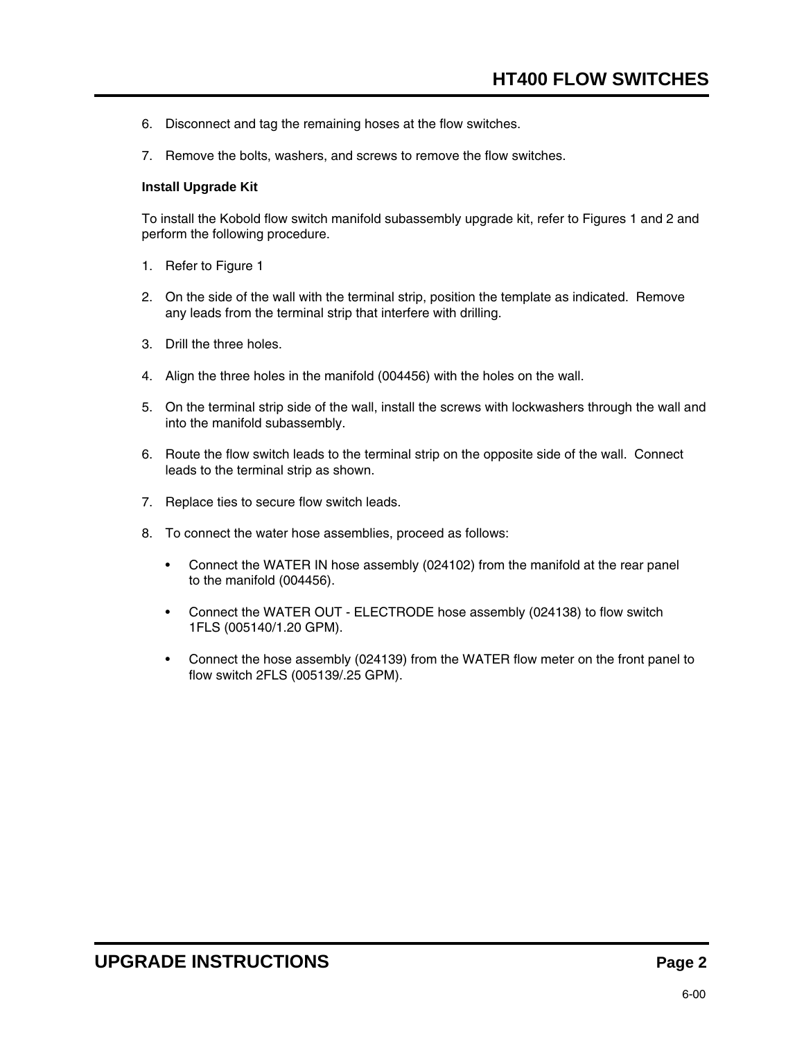6. Disconnect and tag the remaining hoses at the flow switches.

7. Remove the bolts, washers, and screws to remove the flow switches.

**Install Upgrade Kit**

To install the Kobold flow switch manifold subassembly upgrade kit, refer to Figures 1 and 2 and perform the following procedure.

1. Refer to Figure 1

2. On the side of the wall with the terminal strip, position the template as indicated. Remove any leads from the terminal strip that interfere with drilling.

3. Drill the three holes.

4. Align the three holes in the manifold (004456) with the holes on the wall.

5. On the terminal strip side of the wall, install the screws with lockwashers through the wall and into the manifold subassembly.

6. Route the flow switch leads to the terminal strip on the opposite side of the wall. Connect leads to the terminal strip as shown.

7. Replace ties to secure flow switch leads.

8. To connect the water hose assemblies, proceed as follows:

   - Connect the WATER IN hose assembly (024102) from the manifold at the rear panel to the manifold (004456).

   - Connect the WATER OUT - ELECTRODE hose assembly (024138) to flow switch 1FLS (005140/1.20 GPM).

   - Connect the hose assembly (024139) from the WATER flow meter on the front panel to flow switch 2FLS (005139/.25 GPM).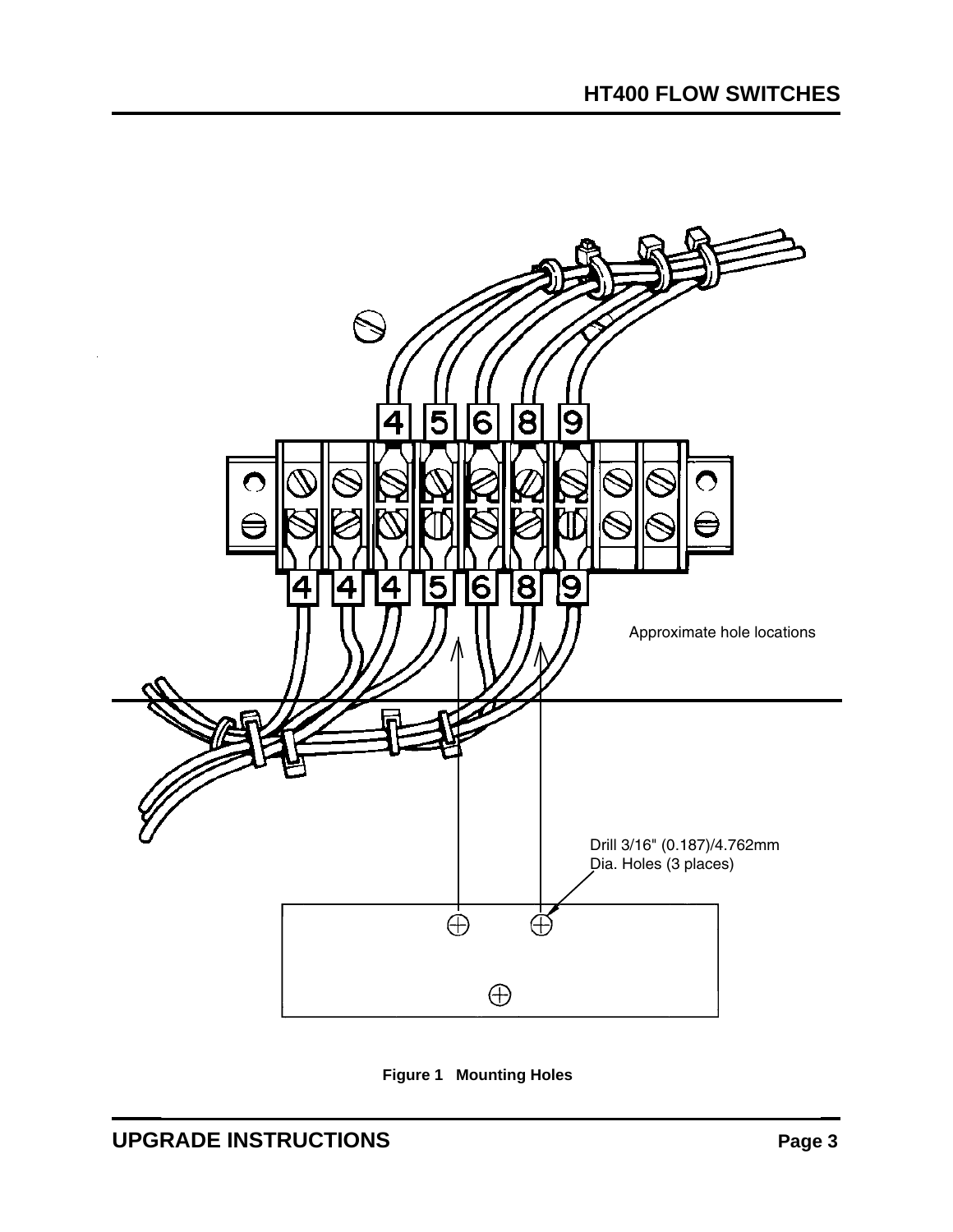Approximate hole locations

Drill 3/16" (0.187)/4.762mm Dia. Holes (3 places)

**Figure 1   Mounting Holes**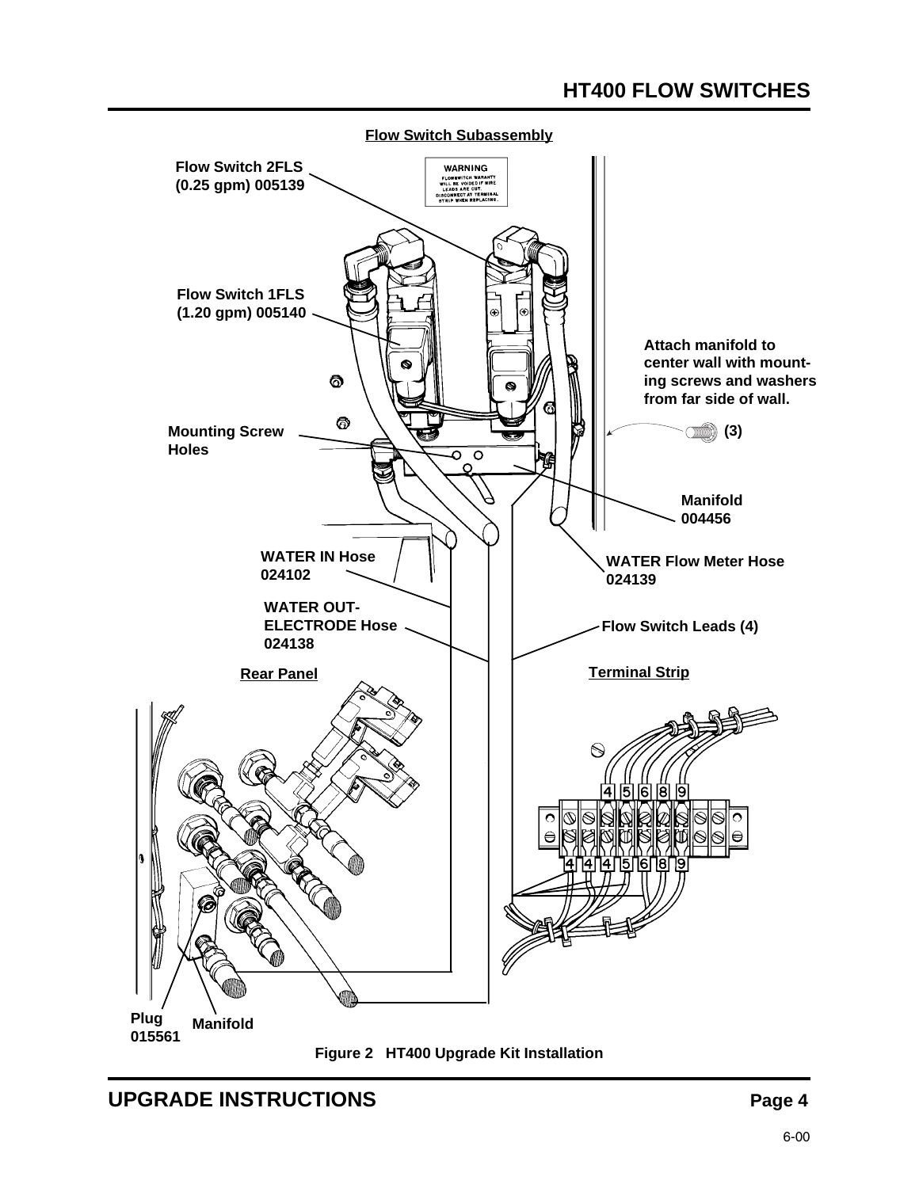# HT400 FLOW SWITCHES

Flow Switch Subassembly

Flow Switch 2FLS (0.25 gpm) 005139

WARNING
FLOWSWITCH WARANTY WILL BE VOIDED IF WIRE LEADS ARE CUT. DISCONNECT AT TERMINAL STRIP WHEN REPLACING.

Flow Switch 1FLS (1.20 gpm) 005140

Attach manifold to center wall with mounting screws and washers from far side of wall.

Mounting Screw Holes

(3)

Manifold 004456

WATER IN Hose 024102

WATER Flow Meter Hose 024139

WATER OUT-ELECTRODE Hose 024138

Flow Switch Leads (4)

Rear Panel

Terminal Strip

4 5 6 8 9

4 4 4 5 6 8 9

Plug 015561

Manifold

Figure 2 HT400 Upgrade Kit Installation

UPGRADE INSTRUCTIONS